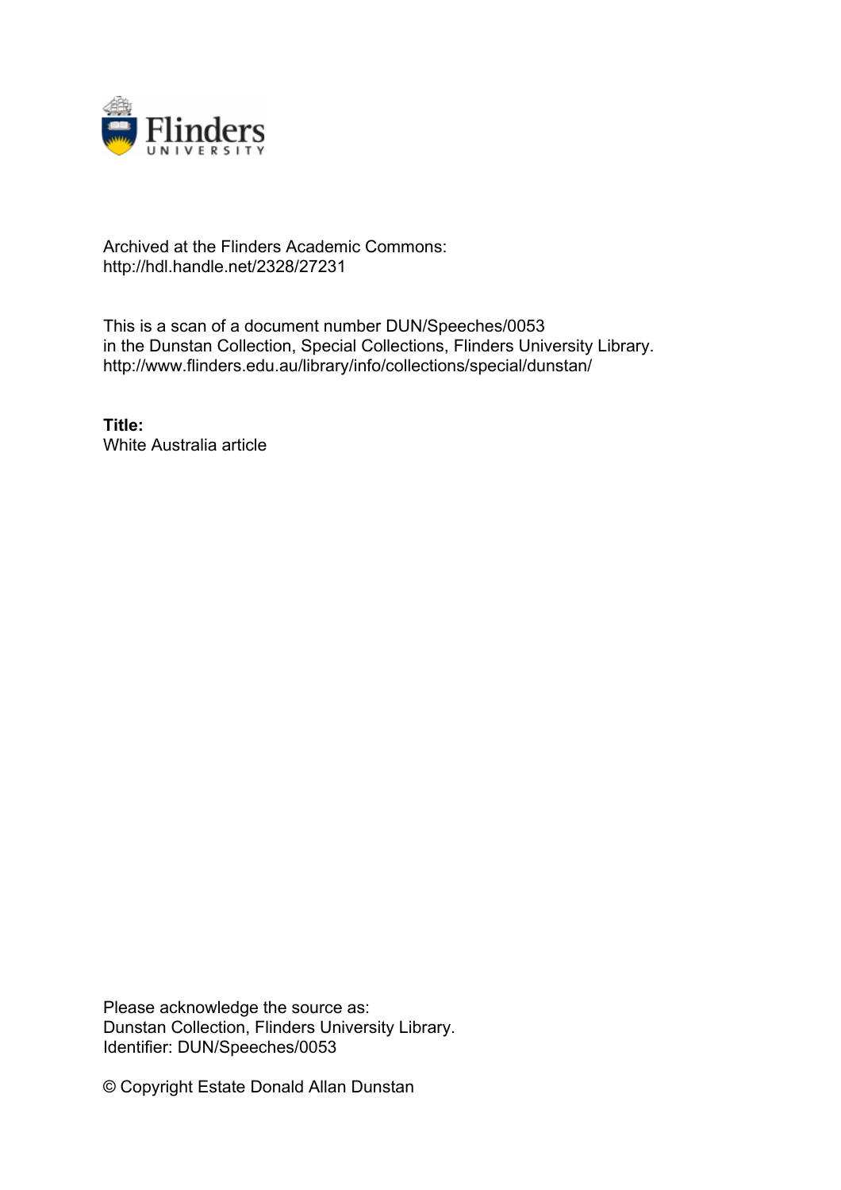Archived at the Flinders Academic Commons:
http://hdl.handle.net/2328/27231

This is a scan of a document number DUN/Speeches/0053
in the Dunstan Collection, Special Collections, Flinders University Library.
http://www.flinders.edu.au/library/info/collections/special/dunstan/

**Title:**
White Australia article

Please acknowledge the source as:
Dunstan Collection, Flinders University Library.
Identifier: DUN/Speeches/0053

© Copyright Estate Donald Allan Dunstan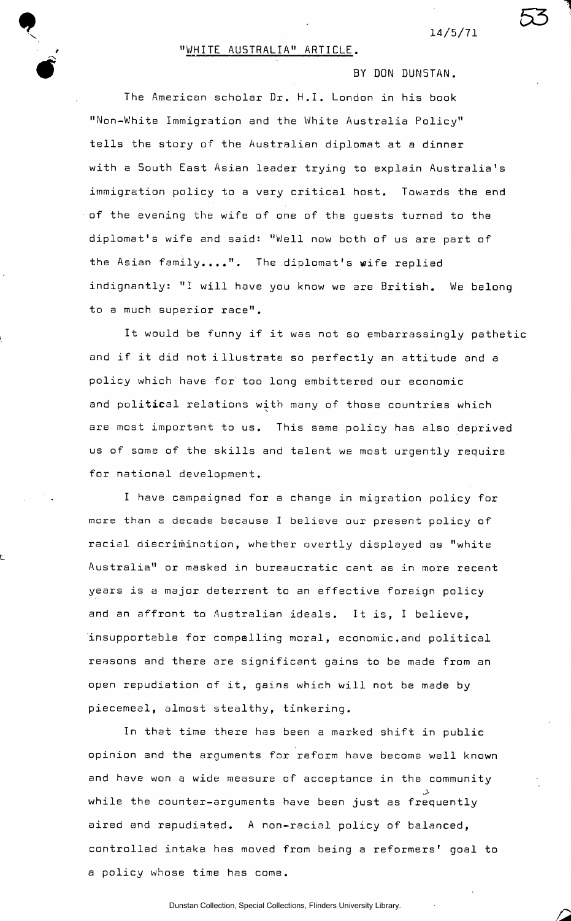14/5/71

# "WHITE AUSTRALIA" ARTICLE.

BY DON DUNSTAN.

The American scholar Dr. H.I. London in his book "Non-White Immigration and the White Australia Policy" tells the story of the Australian diplomat at a dinner with a South East Asian leader trying to explain Australia's immigration policy to a very critical host. Towards the end of the evening the wife of one of the guests turned to the diplomat's wife and said: "Well now both of us are part of the Asian family....". The diplomat's wife replied indignantly: "I will have you know we are British. We belong to a much superior race".

It would be funny if it was not so embarrassingly pathetic and if it did not illustrate so perfectly an attitude and a policy which have for too long embittered our economic and political relations with many of those countries which are most important to us. This same policy has also deprived us of some of the skills and talent we most urgently require for national development.

I have campaigned for a change in migration policy for more than a decade because I believe our present policy of racial discrimination, whether overtly displayed as "white Australia" or masked in bureaucratic cant as in more recent years is a major deterrent to an effective foreign policy and an affront to Australian ideals. It is, I believe, insupportable for compelling moral, economic,and political reasons and there are significant gains to be made from an open repudiation of it, gains which will not be made by piecemeal, almost stealthy, tinkering.

In that time there has been a marked shift in public opinion and the arguments for reform have become well known and have won a wide measure of acceptance in the community while the counter-arguments have been just as frequently aired and repudiated. A non-racial policy of balanced, controlled intake has moved from being a reformers' goal to a policy whose time has come.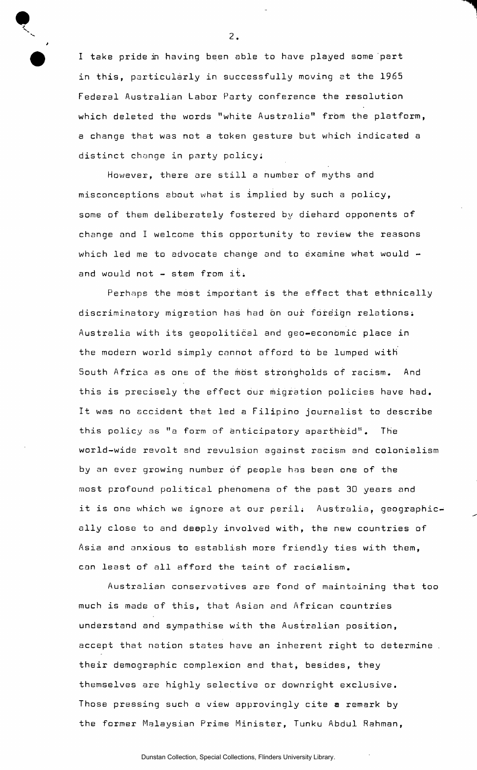I take pride in having been able to have played some part in this, particularly in successfully moving at the 1965 Federal Australian Labor Party conference the resolution which deleted the words "white Australia" from the platform, a change that was not a token gesture but which indicated a distinct change in party policy.

However, there are still a number of myths and misconceptions about what is implied by such a policy, some of them deliberately fostered by diehard opponents of change and I welcome this opportunity to review the reasons which led me to advocate change and to examine what would - and would not - stem from it.

Perhaps the most important is the effect that ethnically discriminatory migration has had on our foreign relations. Australia with its geopolitical and geo-economic place in the modern world simply cannot afford to be lumped with South Africa as one of the most strongholds of racism. And this is precisely the effect our migration policies have had. It was no accident that led a Filipino journalist to describe this policy as "a form of anticipatory apartheid". The world-wide revolt and revulsion against racism and colonialism by an ever growing number of people has been one of the most profound political phenomena of the past 30 years and it is one which we ignore at our peril. Australia, geographically close to and deeply involved with, the new countries of Asia and anxious to establish more friendly ties with them, can least of all afford the taint of racialism.

Australian conservatives are fond of maintaining that too much is made of this, that Asian and African countries understand and sympathise with the Australian position, accept that nation states have an inherent right to determine their demographic complexion and that, besides, they themselves are highly selective or downright exclusive. Those pressing such a view approvingly cite a remark by the former Malaysian Prime Minister, Tunku Abdul Rahman,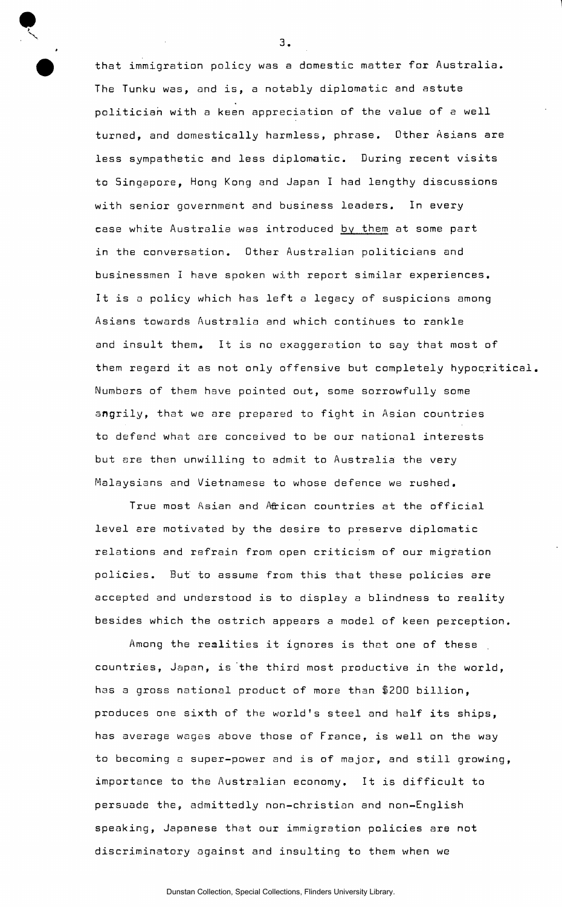that immigration policy was a domestic matter for Australia. The Tunku was, and is, a notably diplomatic and astute politician with a keen appreciation of the value of a well turned, and domestically harmless, phrase. Other Asians are less sympathetic and less diplomatic. During recent visits to Singapore, Hong Kong and Japan I had lengthy discussions with senior government and business leaders. In every case white Australia was introduced <u>by them</u> at some part in the conversation. Other Australian politicians and businessmen I have spoken with report similar experiences. It is a policy which has left a legacy of suspicions among Asians towards Australia and which continues to rankle and insult them. It is no exaggeration to say that most of them regard it as not only offensive but completely hypocritical. Numbers of them have pointed out, some sorrowfully some angrily, that we are prepared to fight in Asian countries to defend what are conceived to be our national interests but are then unwilling to admit to Australia the very Malaysians and Vietnamese to whose defence we rushed.

True most Asian and African countries at the official level are motivated by the desire to preserve diplomatic relations and refrain from open criticism of our migration policies. But to assume from this that these policies are accepted and understood is to display a blindness to reality besides which the ostrich appears a model of keen perception.

Among the realities it ignores is that one of these countries, Japan, is the third most productive in the world, has a gross national product of more than $200 billion, produces one sixth of the world's steel and half its ships, has average wages above those of France, is well on the way to becoming a super-power and is of major, and still growing, importance to the Australian economy. It is difficult to persuade the, admittedly non-christian and non-English speaking, Japanese that our immigration policies are not discriminatory against and insulting to them when we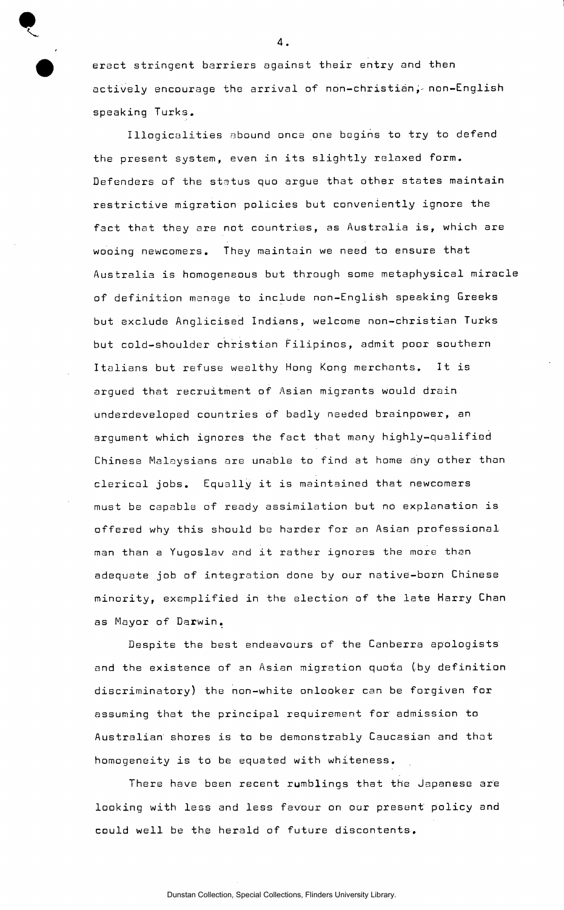erect stringent barriers against their entry and then actively encourage the arrival of non-christian, non-English speaking Turks.

Illogicalities abound once one begins to try to defend the present system, even in its slightly relaxed form. Defenders of the status quo argue that other states maintain restrictive migration policies but conveniently ignore the fact that they are not countries, as Australia is, which are wooing newcomers. They maintain we need to ensure that Australia is homogeneous but through some metaphysical miracle of definition manage to include non-English speaking Greeks but exclude Anglicised Indians, welcome non-christian Turks but cold-shoulder christian Filipinos, admit poor southern Italians but refuse wealthy Hong Kong merchants. It is argued that recruitment of Asian migrants would drain underdeveloped countries of badly needed brainpower, an argument which ignores the fact that many highly-qualified Chinese Malaysians are unable to find at home any other than clerical jobs. Equally it is maintained that newcomers must be capable of ready assimilation but no explanation is offered why this should be harder for an Asian professional man than a Yugoslav and it rather ignores the more than adequate job of integration done by our native-born Chinese minority, exemplified in the election of the late Harry Chan as Mayor of Darwin.

Despite the best endeavours of the Canberra apologists and the existence of an Asian migration quota (by definition discriminatory) the non-white onlooker can be forgiven for assuming that the principal requirement for admission to Australian shores is to be demonstrably Caucasian and that homogeneity is to be equated with whiteness.

There have been recent rumblings that the Japanese are looking with less and less favour on our present policy and could well be the herald of future discontents.

Dunstan Collection, Special Collections, Flinders University Library.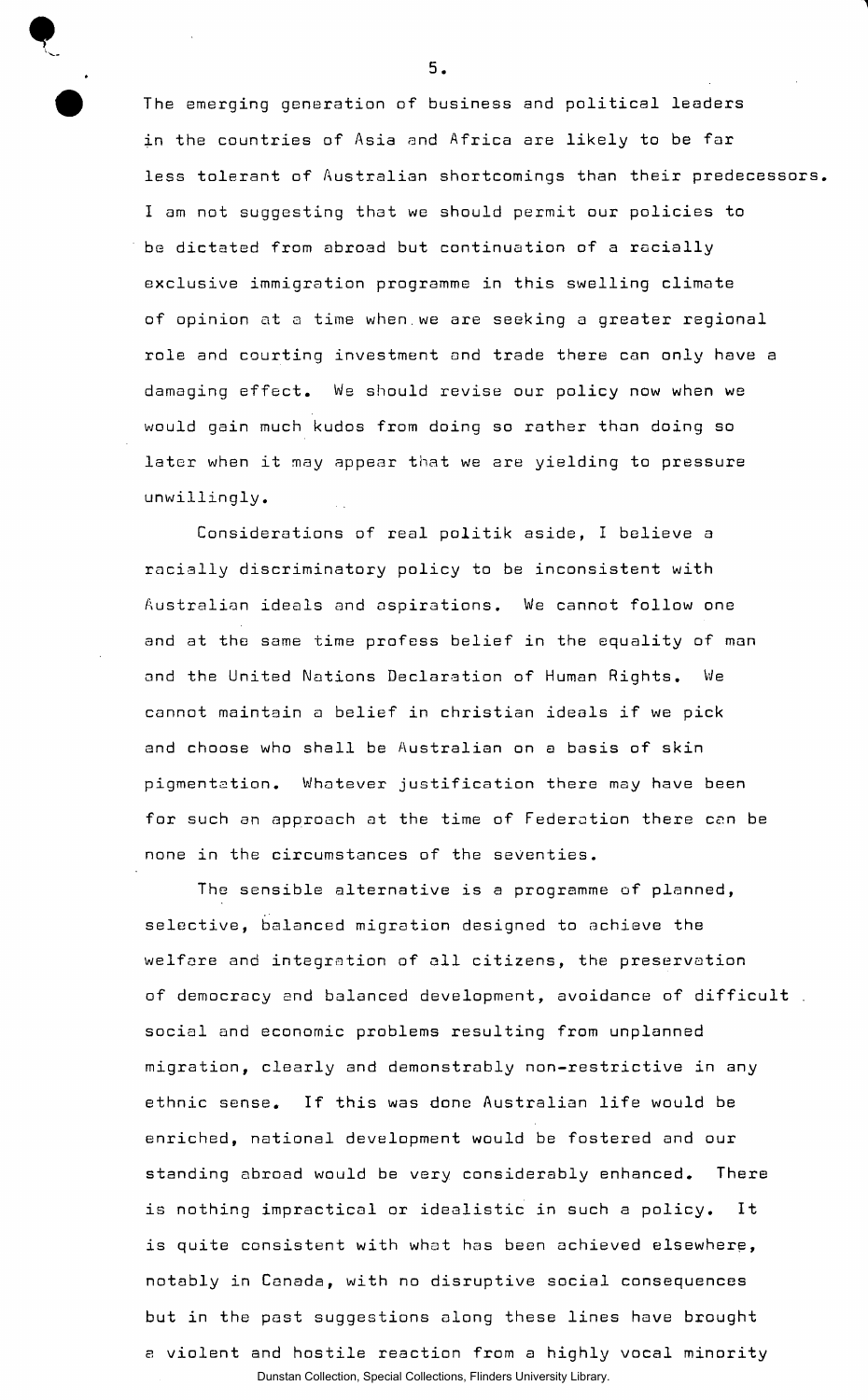The emerging generation of business and political leaders in the countries of Asia and Africa are likely to be far less tolerant of Australian shortcomings than their predecessors. I am not suggesting that we should permit our policies to be dictated from abroad but continuation of a racially exclusive immigration programme in this swelling climate of opinion at a time when we are seeking a greater regional role and courting investment and trade there can only have a damaging effect. We should revise our policy now when we would gain much kudos from doing so rather than doing so later when it may appear that we are yielding to pressure unwillingly.

Considerations of real politik aside, I believe a racially discriminatory policy to be inconsistent with Australian ideals and aspirations. We cannot follow one and at the same time profess belief in the equality of man and the United Nations Declaration of Human Rights. We cannot maintain a belief in christian ideals if we pick and choose who shall be Australian on a basis of skin pigmentation. Whatever justification there may have been for such an approach at the time of Federation there can be none in the circumstances of the seventies.

The sensible alternative is a programme of planned, selective, balanced migration designed to achieve the welfare and integration of all citizens, the preservation of democracy and balanced development, avoidance of difficult social and economic problems resulting from unplanned migration, clearly and demonstrably non-restrictive in any ethnic sense. If this was done Australian life would be enriched, national development would be fostered and our standing abroad would be very considerably enhanced. There is nothing impractical or idealistic in such a policy. It is quite consistent with what has been achieved elsewhere, notably in Canada, with no disruptive social consequences but in the past suggestions along these lines have brought a violent and hostile reaction from a highly vocal minority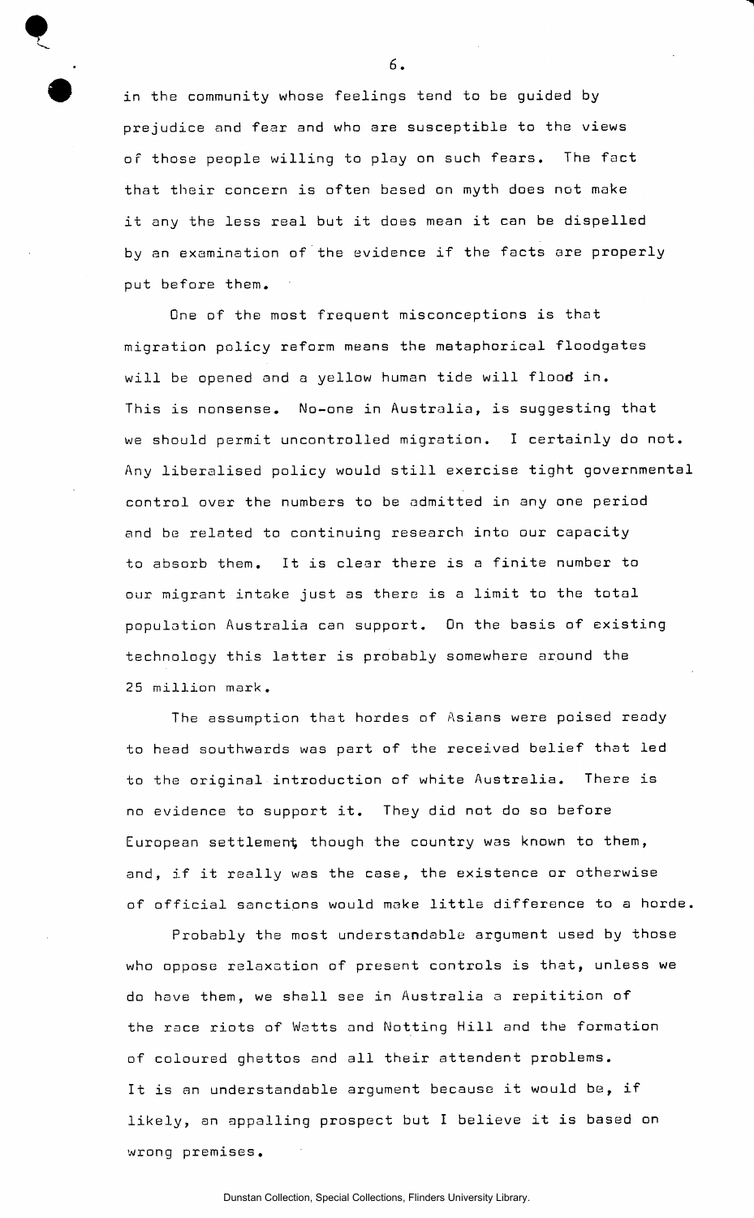in the community whose feelings tend to be guided by prejudice and fear and who are susceptible to the views of those people willing to play on such fears. The fact that their concern is often based on myth does not make it any the less real but it does mean it can be dispelled by an examination of the evidence if the facts are properly put before them.

One of the most frequent misconceptions is that migration policy reform means the metaphorical floodgates will be opened and a yellow human tide will flood in. This is nonsense. No-one in Australia, is suggesting that we should permit uncontrolled migration. I certainly do not. Any liberalised policy would still exercise tight governmental control over the numbers to be admitted in any one period and be related to continuing research into our capacity to absorb them. It is clear there is a finite number to our migrant intake just as there is a limit to the total population Australia can support. On the basis of existing technology this latter is probably somewhere around the 25 million mark.

The assumption that hordes of Asians were poised ready to head southwards was part of the received belief that led to the original introduction of white Australia. There is no evidence to support it. They did not do so before European settlement though the country was known to them, and, if it really was the case, the existence or otherwise of official sanctions would make little difference to a horde.

Probably the most understandable argument used by those who oppose relaxation of present controls is that, unless we do have them, we shall see in Australia a repitition of the race riots of Watts and Notting Hill and the formation of coloured ghettos and all their attendent problems. It is an understandable argument because it would be, if likely, an appalling prospect but I believe it is based on wrong premises.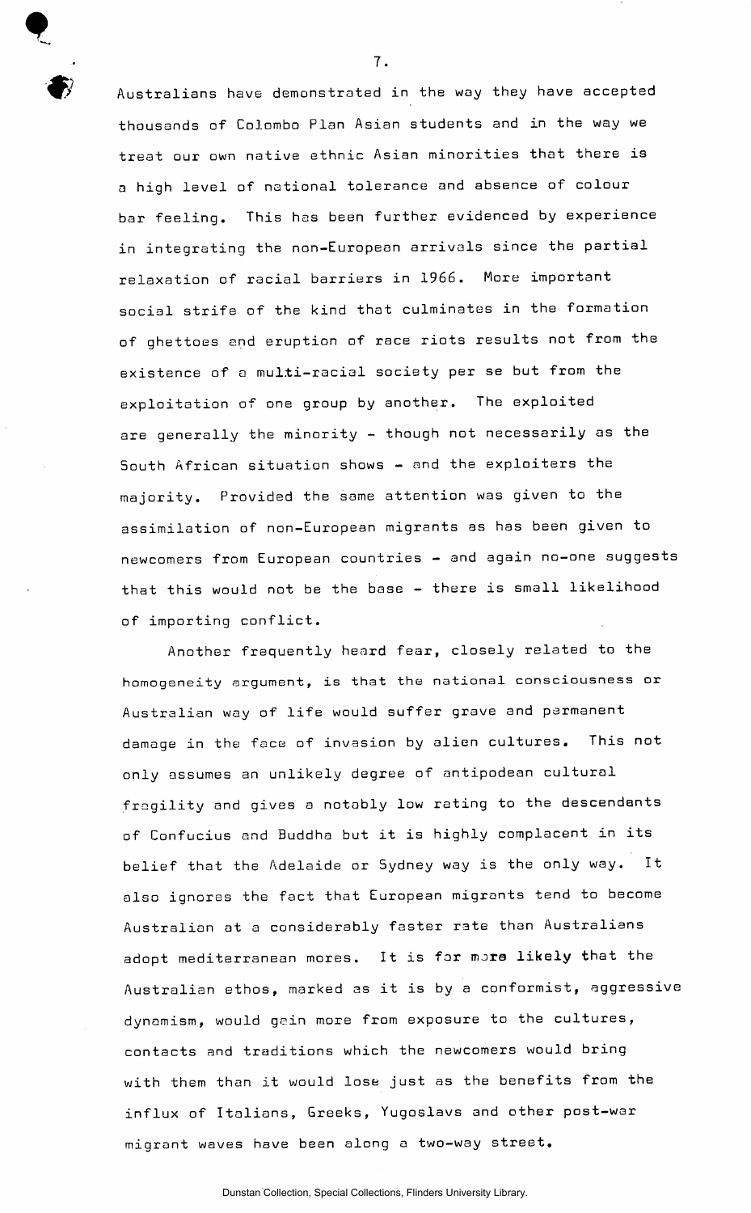Australians have demonstrated in the way they have accepted thousands of Colombo Plan Asian students and in the way we treat our own native ethnic Asian minorities that there is a high level of national tolerance and absence of colour bar feeling. This has been further evidenced by experience in integrating the non-European arrivals since the partial relaxation of racial barriers in 1966. More important social strife of the kind that culminates in the formation of ghettoes and eruption of race riots results not from the existence of a multi-racial society per se but from the exploitation of one group by another. The exploited are generally the minority - though not necessarily as the South African situation shows - and the exploiters the majority. Provided the same attention was given to the assimilation of non-European migrants as has been given to newcomers from European countries - and again no-one suggests that this would not be the base - there is small likelihood of importing conflict.

Another frequently heard fear, closely related to the homogeneity argument, is that the national consciousness or Australian way of life would suffer grave and permanent damage in the face of invasion by alien cultures. This not only assumes an unlikely degree of antipodean cultural fragility and gives a notably low rating to the descendants of Confucius and Buddha but it is highly complacent in its belief that the Adelaide or Sydney way is the only way. It also ignores the fact that European migrants tend to become Australian at a considerably faster rate than Australians adopt mediterranean mores. It is far more likely that the Australian ethos, marked as it is by a conformist, aggressive dynamism, would gain more from exposure to the cultures, contacts and traditions which the newcomers would bring with them than it would lose just as the benefits from the influx of Italians, Greeks, Yugoslavs and other post-war migrant waves have been along a two-way street.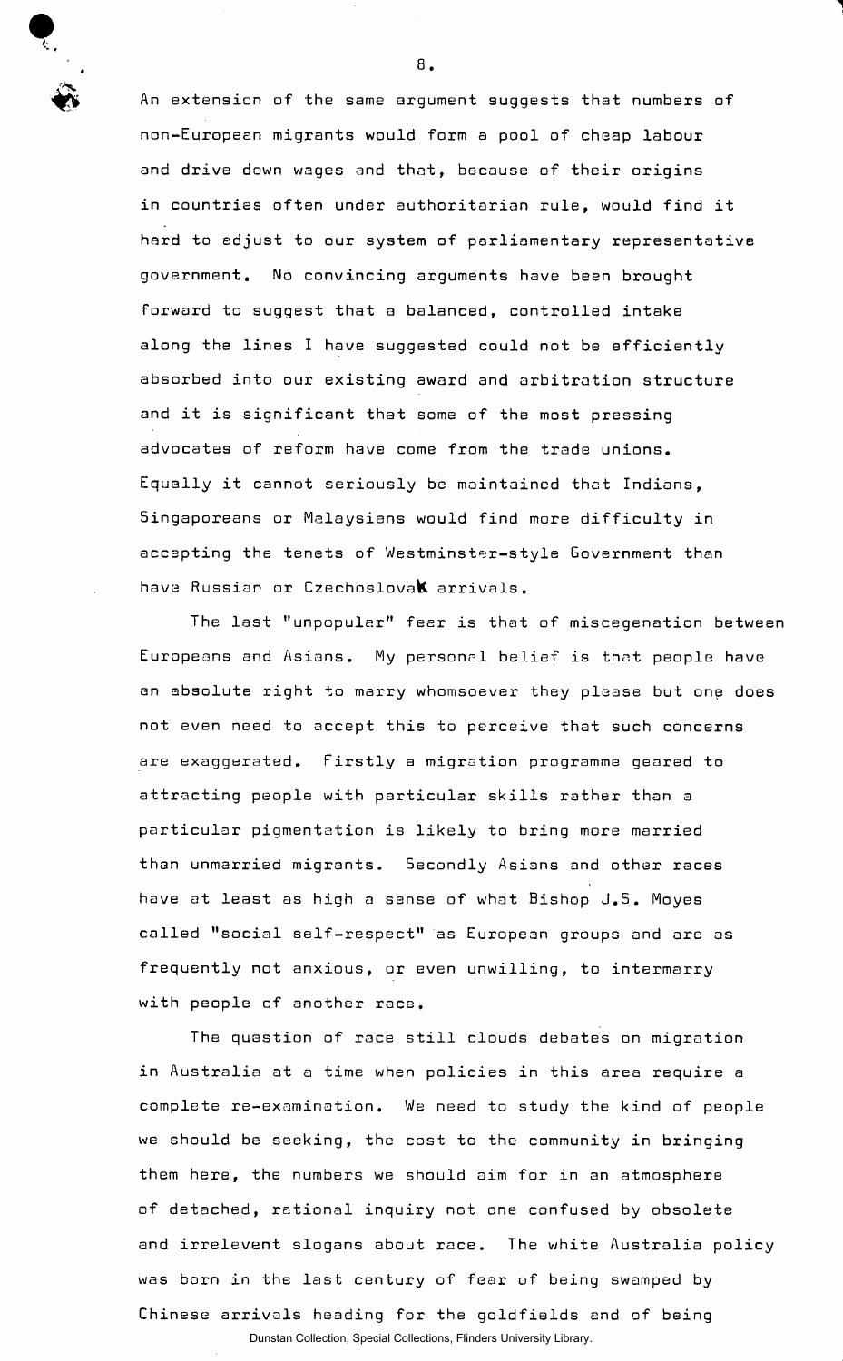An extension of the same argument suggests that numbers of non-European migrants would form a pool of cheap labour and drive down wages and that, because of their origins in countries often under authoritarian rule, would find it hard to adjust to our system of parliamentary representative government. No convincing arguments have been brought forward to suggest that a balanced, controlled intake along the lines I have suggested could not be efficiently absorbed into our existing award and arbitration structure and it is significant that some of the most pressing advocates of reform have come from the trade unions. Equally it cannot seriously be maintained that Indians, Singaporeans or Malaysians would find more difficulty in accepting the tenets of Westminster-style Government than have Russian or Czechoslovak arrivals.

The last "unpopular" fear is that of miscegenation between Europeans and Asians. My personal belief is that people have an absolute right to marry whomsoever they please but one does not even need to accept this to perceive that such concerns are exaggerated. Firstly a migration programme geared to attracting people with particular skills rather than a particular pigmentation is likely to bring more married than unmarried migrants. Secondly Asians and other races have at least as high a sense of what Bishop J.S. Moyes called "social self-respect" as European groups and are as frequently not anxious, or even unwilling, to intermarry with people of another race.

The question of race still clouds debates on migration in Australia at a time when policies in this area require a complete re-examination. We need to study the kind of people we should be seeking, the cost to the community in bringing them here, the numbers we should aim for in an atmosphere of detached, rational inquiry not one confused by obsolete and irrelevent slogans about race. The white Australia policy was born in the last century of fear of being swamped by Chinese arrivals heading for the goldfields and of being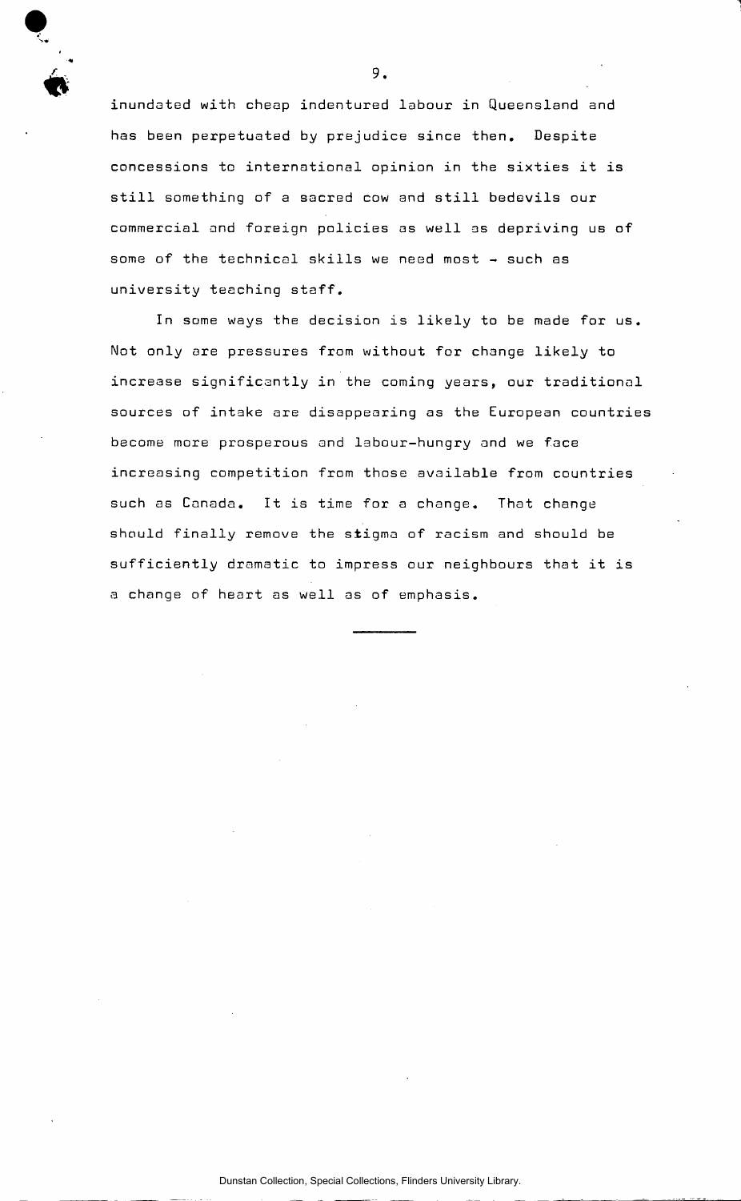inundated with cheap indentured labour in Queensland and has been perpetuated by prejudice since then. Despite concessions to international opinion in the sixties it is still something of a sacred cow and still bedevils our commercial and foreign policies as well as depriving us of some of the technical skills we need most - such as university teaching staff.

In some ways the decision is likely to be made for us. Not only are pressures from without for change likely to increase significantly in the coming years, our traditional sources of intake are disappearing as the European countries become more prosperous and labour-hungry and we face increasing competition from those available from countries such as Canada. It is time for a change. That change should finally remove the stigma of racism and should be sufficiently dramatic to impress our neighbours that it is a change of heart as well as of emphasis.

---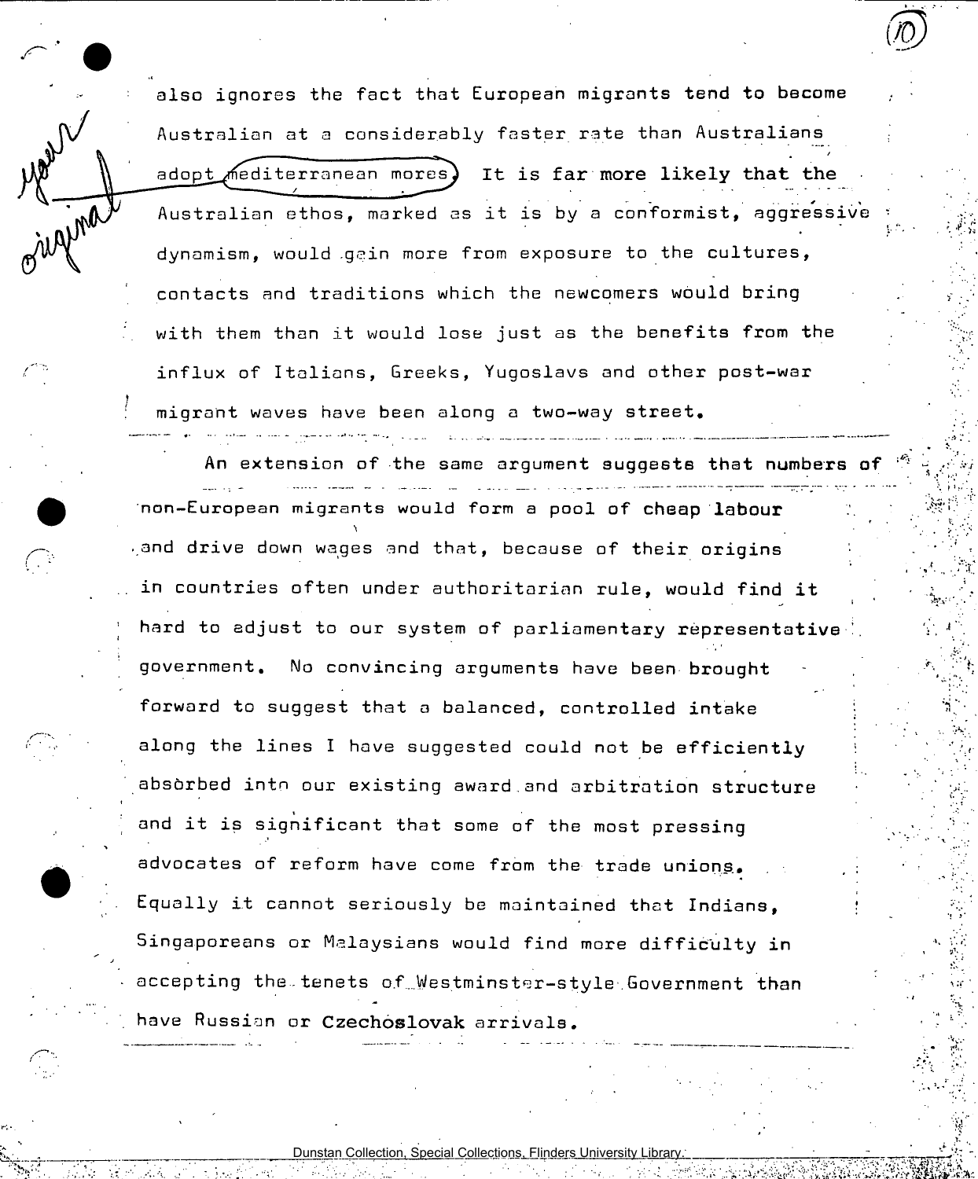also ignores the fact that European migrants tend to become Australian at a considerably faster rate than Australians adopt mediterranean mores. It is far more likely that the Australian ethos, marked as it is by a conformist, aggressive dynamism, would gain more from exposure to the cultures, contacts and traditions which the newcomers would bring with them than it would lose just as the benefits from the influx of Italians, Greeks, Yugoslavs and other post-war migrant waves have been along a two-way street.

An extension of the same argument suggests that numbers of non-European migrants would form a pool of cheap labour and drive down wages and that, because of their origins in countries often under authoritarian rule, would find it hard to adjust to our system of parliamentary representative government. No convincing arguments have been brought forward to suggest that a balanced, controlled intake along the lines I have suggested could not be efficiently absorbed into our existing award and arbitration structure and it is significant that some of the most pressing advocates of reform have come from the trade unions. Equally it cannot seriously be maintained that Indians, Singaporeans or Malaysians would find more difficulty in accepting the tenets of Westminster-style Government than have Russian or Czechoslovak arrivals.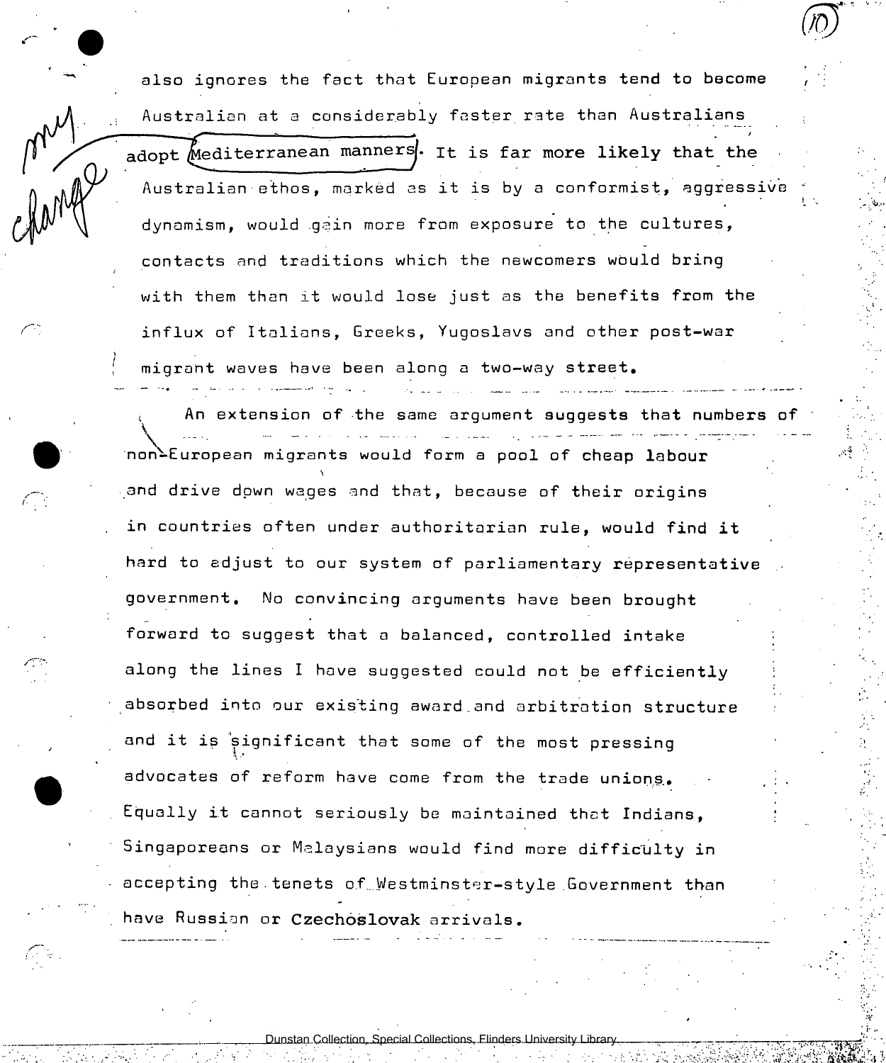also ignores the fact that European migrants tend to become Australian at a considerably faster rate than Australians adopt Mediterranean manners. It is far more likely that the Australian ethos, marked as it is by a conformist, aggressive dynamism, would gain more from exposure to the cultures, contacts and traditions which the newcomers would bring with them than it would lose just as the benefits from the influx of Italians, Greeks, Yugoslavs and other post-war migrant waves have been along a two-way street.

An extension of the same argument suggests that numbers of non-European migrants would form a pool of cheap labour and drive down wages and that, because of their origins in countries often under authoritarian rule, would find it hard to adjust to our system of parliamentary representative government. No convincing arguments have been brought forward to suggest that a balanced, controlled intake along the lines I have suggested could not be efficiently absorbed into our existing award and arbitration structure and it is significant that some of the most pressing advocates of reform have come from the trade unions. Equally it cannot seriously be maintained that Indians, Singaporeans or Malaysians would find more difficulty in accepting the tenets of Westminster-style Government than have Russian or Czechoslovak arrivals.